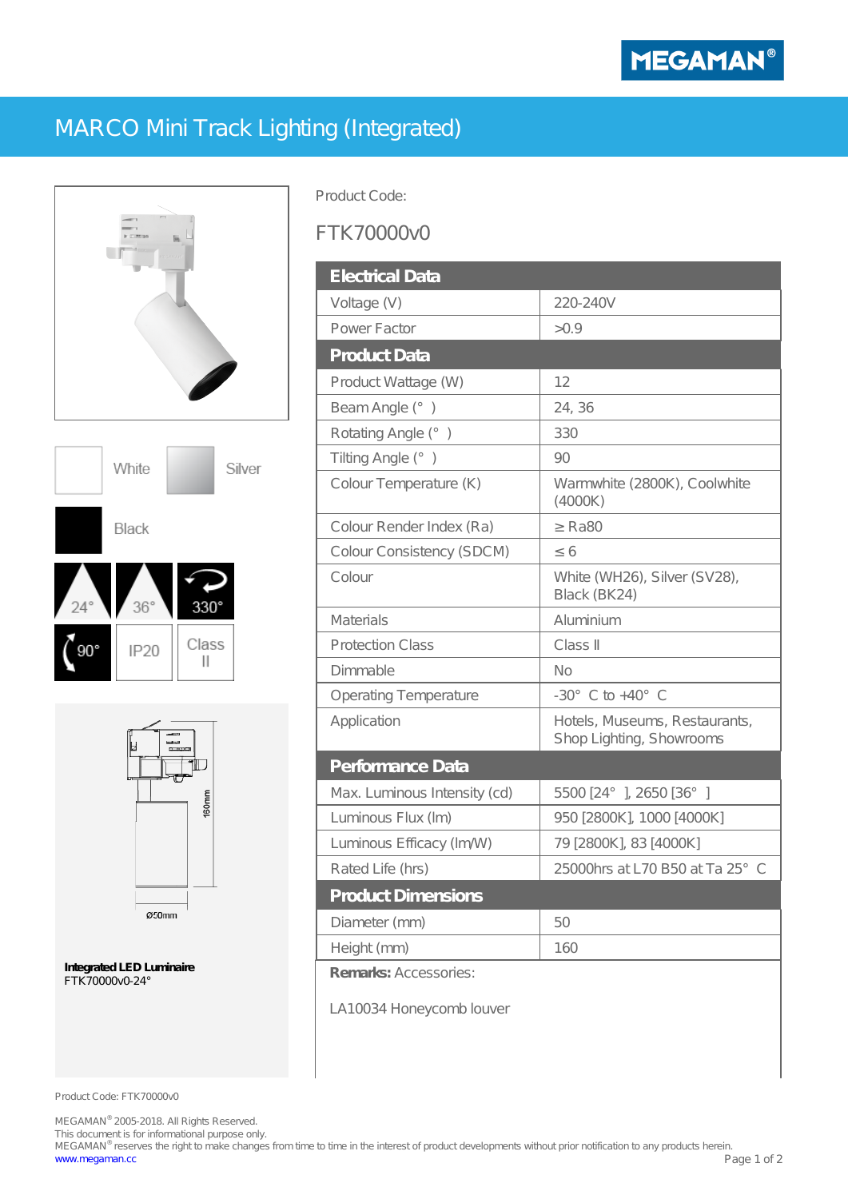MEGAMAN®

# MARCO Mini Track Lighting (Integrated)

White | Silver | Black

24° | 36° | 330° | 90° | IP20 | Class II

160mm

Ø50mm

**Integrated LED Luminaire**
FTK70000v0-24°

Product Code:

## FTK70000v0

| **Electrical Data** | |
|---|---|
| Voltage (V) | 220-240V |
| Power Factor | >0.9 |
| **Product Data** | |
| Product Wattage (W) | 12 |
| Beam Angle (°) | 24, 36 |
| Rotating Angle (°) | 330 |
| Tilting Angle (°) | 90 |
| Colour Temperature (K) | Warmwhite (2800K), Coolwhite (4000K) |
| Colour Render Index (Ra) | ≥ Ra80 |
| Colour Consistency (SDCM) | ≤ 6 |
| Colour | White (WH26), Silver (SV28), Black (BK24) |
| Materials | Aluminium |
| Protection Class | Class II |
| Dimmable | No |
| Operating Temperature | -30° C to +40° C |
| Application | Hotels, Museums, Restaurants, Shop Lighting, Showrooms |
| **Performance Data** | |
| Max. Luminous Intensity (cd) | 5500 [24°], 2650 [36°] |
| Luminous Flux (lm) | 950 [2800K], 1000 [4000K] |
| Luminous Efficacy (lm/W) | 79 [2800K], 83 [4000K] |
| Rated Life (hrs) | 25000hrs at L70 B50 at Ta 25° C |
| **Product Dimensions** | |
| Diameter (mm) | 50 |
| Height (mm) | 160 |

**Remarks:** Accessories:

LA10034 Honeycomb louver

Product Code: FTK70000v0

MEGAMAN® 2005-2018. All Rights Reserved.
This document is for informational purpose only.
MEGAMAN® reserves the right to make changes from time to time in the interest of product developments without prior notification to any products herein.
www.megaman.cc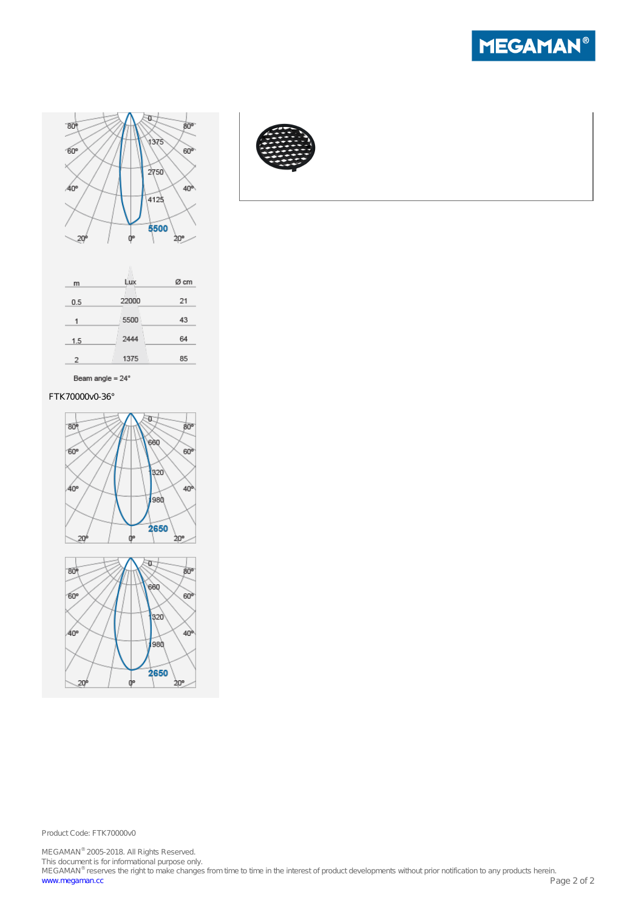80° 80°
60° 60°
40° 40°
20° 0° 20°
0
1375
2750
4125
5500

| m | Lux | Ø cm |
|---|---|---|
| 0.5 | 22000 | 21 |
| 1 | 5500 | 43 |
| 1.5 | 2444 | 64 |
| 2 | 1375 | 85 |

Beam angle = 24°

FTK70000v0-36°

80° 80°
60° 60°
40° 40°
20° 0° 20°
0
660
1320
1980
2650

80° 80°
60° 60°
40° 40°
20° 0° 20°
0
660
1320
1980
2650

Product Code: FTK70000v0

MEGAMAN® 2005-2018. All Rights Reserved.
This document is for informational purpose only.
MEGAMAN® reserves the right to make changes from time to time in the interest of product developments without prior notification to any products herein.
www.megaman.cc